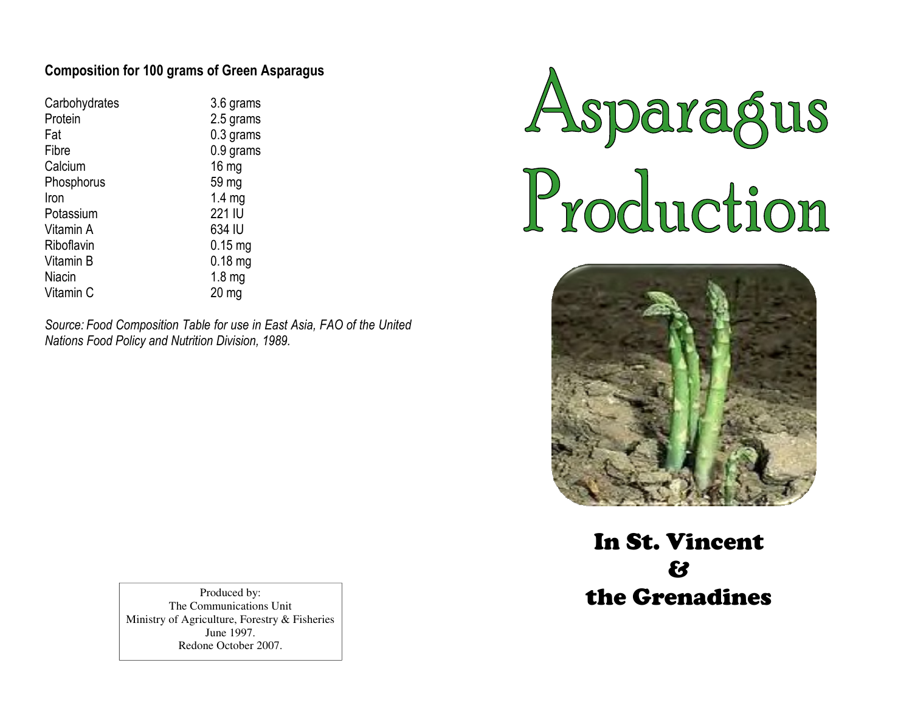**Composition for 100 grams of Green Asparagus**

| | |
|---|---|
| Carbohydrates | 3.6 grams |
| Protein | 2.5 grams |
| Fat | 0.3 grams |
| Fibre | 0.9 grams |
| Calcium | 16 mg |
| Phosphorus | 59 mg |
| Iron | 1.4 mg |
| Potassium | 221 IU |
| Vitamin A | 634 IU |
| Riboflavin | 0.15 mg |
| Vitamin B | 0.18 mg |
| Niacin | 1.8 mg |
| Vitamin C | 20 mg |

*Source: Food Composition Table for use in East Asia, FAO of the United Nations Food Policy and Nutrition Division, 1989.*

Produced by:
The Communications Unit
Ministry of Agriculture, Forestry & Fisheries
June 1997.
Redone October 2007.

# Asparagus Production

## In St. Vincent & the Grenadines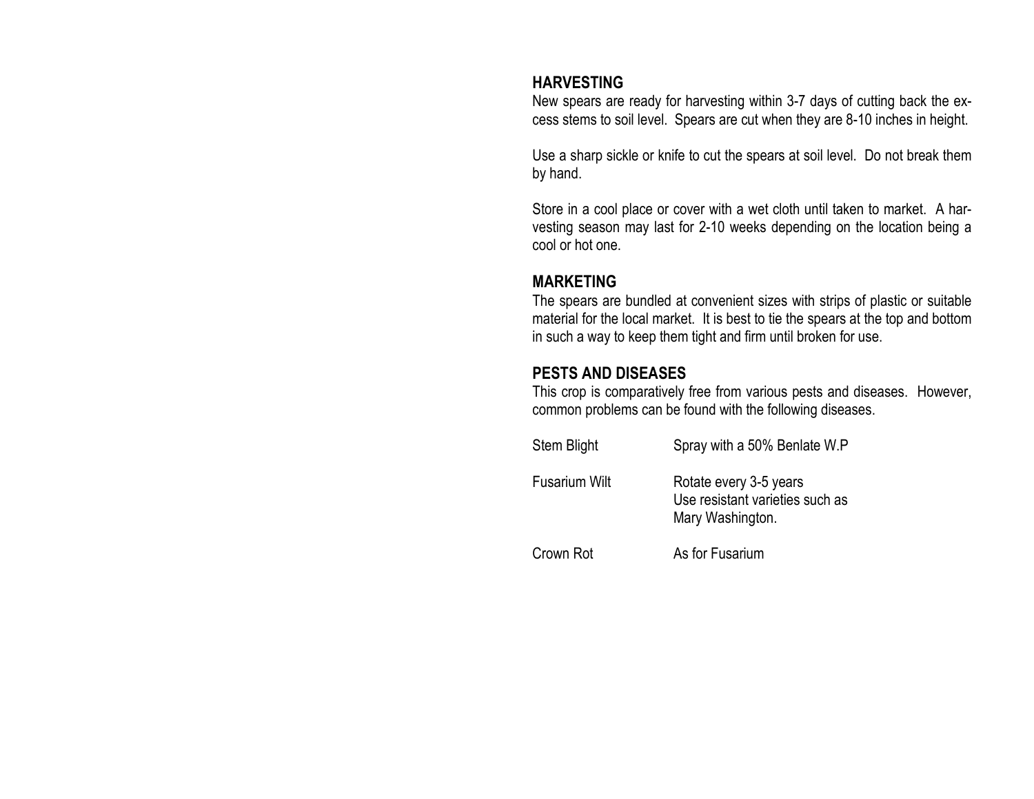## HARVESTING

New spears are ready for harvesting within 3-7 days of cutting back the excess stems to soil level. Spears are cut when they are 8-10 inches in height.

Use a sharp sickle or knife to cut the spears at soil level. Do not break them by hand.

Store in a cool place or cover with a wet cloth until taken to market. A harvesting season may last for 2-10 weeks depending on the location being a cool or hot one.

## MARKETING

The spears are bundled at convenient sizes with strips of plastic or suitable material for the local market. It is best to tie the spears at the top and bottom in such a way to keep them tight and firm until broken for use.

## PESTS AND DISEASES

This crop is comparatively free from various pests and diseases. However, common problems can be found with the following diseases.

| | |
|---|---|
| Stem Blight | Spray with a 50% Benlate W.P |
| Fusarium Wilt | Rotate every 3-5 years<br>Use resistant varieties such as Mary Washington. |
| Crown Rot | As for Fusarium |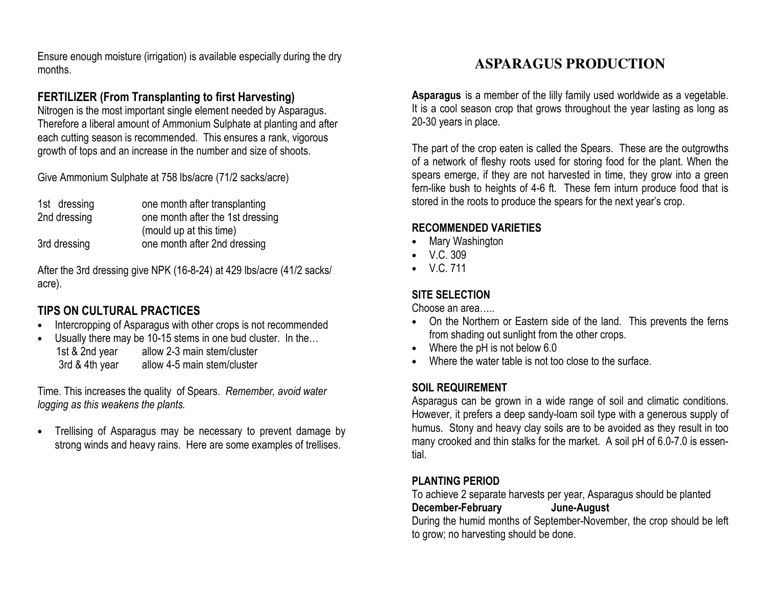Ensure enough moisture (irrigation) is available especially during the dry months.

## FERTILIZER (From Transplanting to first Harvesting)

Nitrogen is the most important single element needed by Asparagus. Therefore a liberal amount of Ammonium Sulphate at planting and after each cutting season is recommended. This ensures a rank, vigorous growth of tops and an increase in the number and size of shoots.

Give Ammonium Sulphate at 758 lbs/acre (71/2 sacks/acre)

| | |
|---|---|
| 1st dressing | one month after transplanting |
| 2nd dressing | one month after the 1st dressing (mould up at this time) |
| 3rd dressing | one month after 2nd dressing |

After the 3rd dressing give NPK (16-8-24) at 429 lbs/acre (41/2 sacks/ acre).

## TIPS ON CULTURAL PRACTICES

- Intercropping of Asparagus with other crops is not recommended
- Usually there may be 10-15 stems in one bud cluster. In the…

| | |
|---|---|
| 1st & 2nd year | allow 2-3 main stem/cluster |
| 3rd & 4th year | allow 4-5 main stem/cluster |

Time. This increases the quality of Spears. *Remember, avoid water logging as this weakens the plants.*

- Trellising of Asparagus may be necessary to prevent damage by strong winds and heavy rains. Here are some examples of trellises.

# ASPARAGUS PRODUCTION

**Asparagus** is a member of the lilly family used worldwide as a vegetable. It is a cool season crop that grows throughout the year lasting as long as 20-30 years in place.

The part of the crop eaten is called the Spears. These are the outgrowths of a network of fleshy roots used for storing food for the plant. When the spears emerge, if they are not harvested in time, they grow into a green fern-like bush to heights of 4-6 ft. These fern inturn produce food that is stored in the roots to produce the spears for the next year's crop.

### RECOMMENDED VARIETIES

- Mary Washington
- V.C. 309
- V.C. 711

### SITE SELECTION

Choose an area…..

- On the Northern or Eastern side of the land. This prevents the ferns from shading out sunlight from the other crops.
- Where the pH is not below 6.0
- Where the water table is not too close to the surface.

### SOIL REQUIREMENT

Asparagus can be grown in a wide range of soil and climatic conditions. However, it prefers a deep sandy-loam soil type with a generous supply of humus. Stony and heavy clay soils are to be avoided as they result in too many crooked and thin stalks for the market. A soil pH of 6.0-7.0 is essential.

### PLANTING PERIOD

To achieve 2 separate harvests per year, Asparagus should be planted

**December-February** **June-August**

During the humid months of September-November, the crop should be left to grow; no harvesting should be done.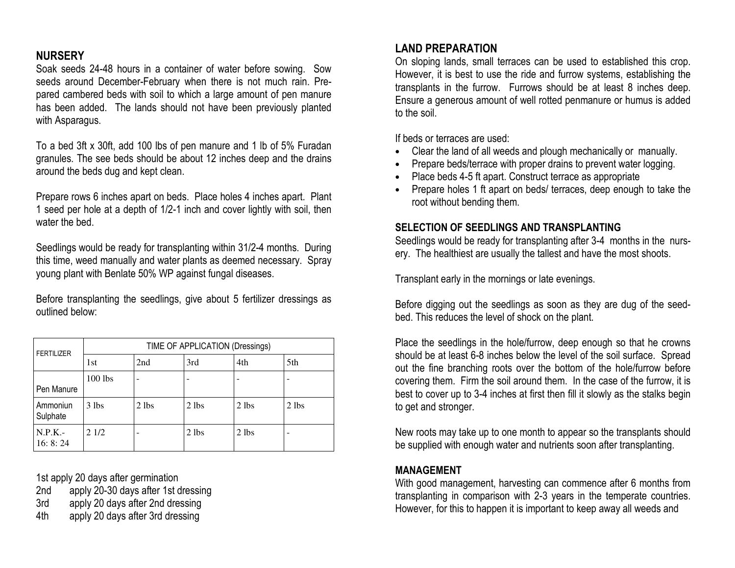## NURSERY

Soak seeds 24-48 hours in a container of water before sowing. Sow seeds around December-February when there is not much rain. Prepared cambered beds with soil to which a large amount of pen manure has been added. The lands should not have been previously planted with Asparagus.

To a bed 3ft x 30ft, add 100 lbs of pen manure and 1 lb of 5% Furadan granules. The see beds should be about 12 inches deep and the drains around the beds dug and kept clean.

Prepare rows 6 inches apart on beds. Place holes 4 inches apart. Plant 1 seed per hole at a depth of 1/2-1 inch and cover lightly with soil, then water the bed.

Seedlings would be ready for transplanting within 31/2-4 months. During this time, weed manually and water plants as deemed necessary. Spray young plant with Benlate 50% WP against fungal diseases.

Before transplanting the seedlings, give about 5 fertilizer dressings as outlined below:

| FERTILIZER | TIME OF APPLICATION (Dressings) | | | | |
|---|---|---|---|---|---|
| | 1st | 2nd | 3rd | 4th | 5th |
| Pen Manure | 100 lbs | - | - | - | - |
| Ammoniun Sulphate | 3 lbs | 2 lbs | 2 lbs | 2 lbs | 2 lbs |
| N.P.K.- 16: 8: 24 | 2 1/2 | - | 2 lbs | 2 lbs | - |

1st apply 20 days after germination
2nd apply 20-30 days after 1st dressing
3rd apply 20 days after 2nd dressing
4th apply 20 days after 3rd dressing

## LAND PREPARATION

On sloping lands, small terraces can be used to established this crop. However, it is best to use the ride and furrow systems, establishing the transplants in the furrow. Furrows should be at least 8 inches deep. Ensure a generous amount of well rotted penmanure or humus is added to the soil.

If beds or terraces are used:

- Clear the land of all weeds and plough mechanically or manually.
- Prepare beds/terrace with proper drains to prevent water logging.
- Place beds 4-5 ft apart. Construct terrace as appropriate
- Prepare holes 1 ft apart on beds/ terraces, deep enough to take the root without bending them.

### SELECTION OF SEEDLINGS AND TRANSPLANTING

Seedlings would be ready for transplanting after 3-4 months in the nursery. The healthiest are usually the tallest and have the most shoots.

Transplant early in the mornings or late evenings.

Before digging out the seedlings as soon as they are dug of the seedbed. This reduces the level of shock on the plant.

Place the seedlings in the hole/furrow, deep enough so that he crowns should be at least 6-8 inches below the level of the soil surface. Spread out the fine branching roots over the bottom of the hole/furrow before covering them. Firm the soil around them. In the case of the furrow, it is best to cover up to 3-4 inches at first then fill it slowly as the stalks begin to get and stronger.

New roots may take up to one month to appear so the transplants should be supplied with enough water and nutrients soon after transplanting.

### MANAGEMENT

With good management, harvesting can commence after 6 months from transplanting in comparison with 2-3 years in the temperate countries. However, for this to happen it is important to keep away all weeds and